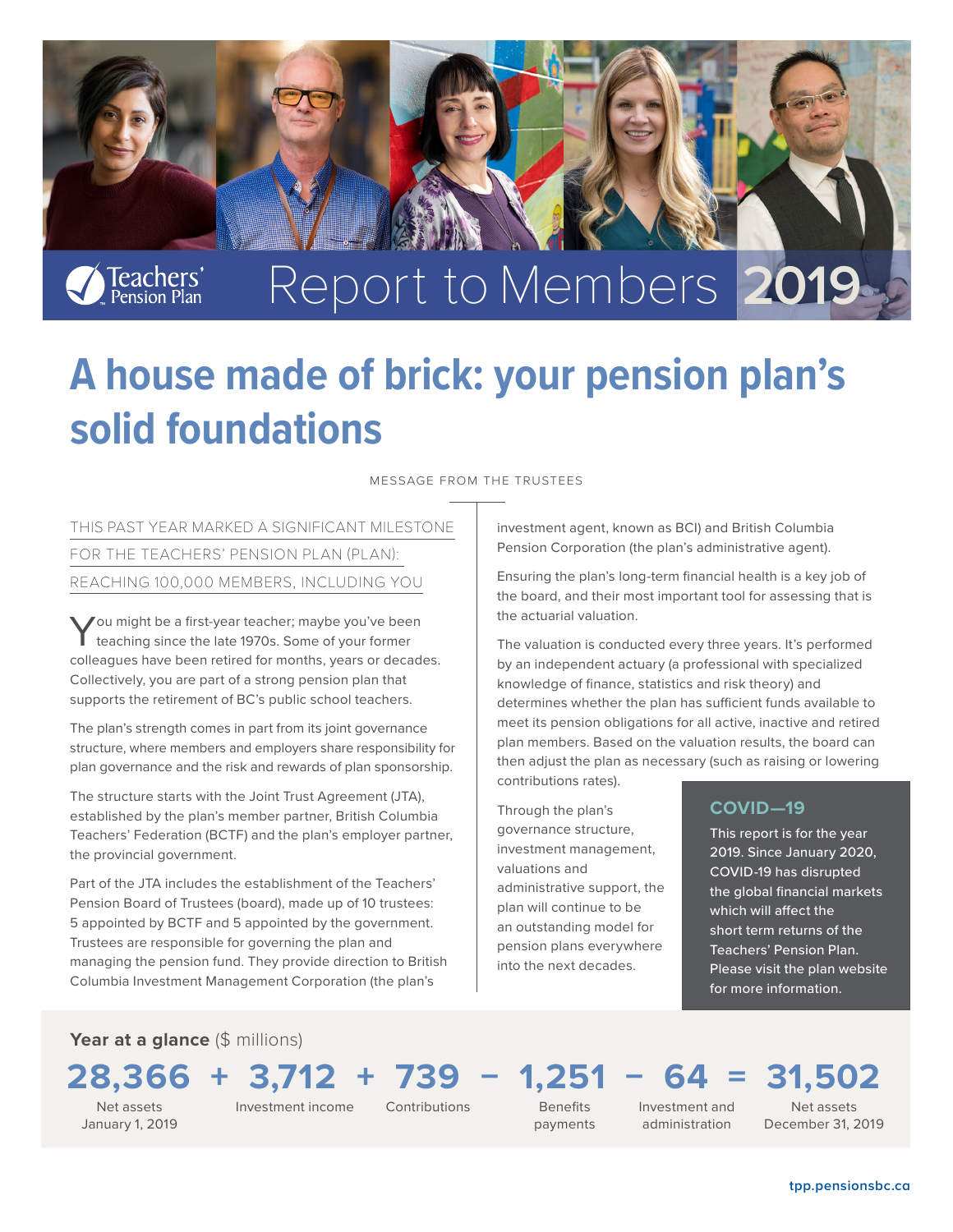Teachers' Pension Plan

# Report to Members 2019

# A house made of brick: your pension plan's solid foundations

MESSAGE FROM THE TRUSTEES

THIS PAST YEAR MARKED A SIGNIFICANT MILESTONE FOR THE TEACHERS' PENSION PLAN (PLAN): REACHING 100,000 MEMBERS, INCLUDING YOU

You might be a first-year teacher; maybe you've been teaching since the late 1970s. Some of your former colleagues have been retired for months, years or decades. Collectively, you are part of a strong pension plan that supports the retirement of BC's public school teachers.

The plan's strength comes in part from its joint governance structure, where members and employers share responsibility for plan governance and the risk and rewards of plan sponsorship.

The structure starts with the Joint Trust Agreement (JTA), established by the plan's member partner, British Columbia Teachers' Federation (BCTF) and the plan's employer partner, the provincial government.

Part of the JTA includes the establishment of the Teachers' Pension Board of Trustees (board), made up of 10 trustees: 5 appointed by BCTF and 5 appointed by the government. Trustees are responsible for governing the plan and managing the pension fund. They provide direction to British Columbia Investment Management Corporation (the plan's investment agent, known as BCI) and British Columbia Pension Corporation (the plan's administrative agent).

Ensuring the plan's long-term financial health is a key job of the board, and their most important tool for assessing that is the actuarial valuation.

The valuation is conducted every three years. It's performed by an independent actuary (a professional with specialized knowledge of finance, statistics and risk theory) and determines whether the plan has sufficient funds available to meet its pension obligations for all active, inactive and retired plan members. Based on the valuation results, the board can then adjust the plan as necessary (such as raising or lowering contributions rates).

Through the plan's governance structure, investment management, valuations and administrative support, the plan will continue to be an outstanding model for pension plans everywhere into the next decades.

### COVID—19

This report is for the year 2019. Since January 2020, COVID-19 has disrupted the global financial markets which will affect the short term returns of the Teachers' Pension Plan. Please visit the plan website for more information.

**Year at a glance** ($ millions)

| 28,366 | + | 3,712 | + | 739 | − | 1,251 | − | 64 | = | 31,502 |
|---|---|---|---|---|---|---|---|---|---|---|
| Net assets January 1, 2019 | | Investment income | | Contributions | | Benefits payments | | Investment and administration | | Net assets December 31, 2019 |

tpp.pensionsbc.ca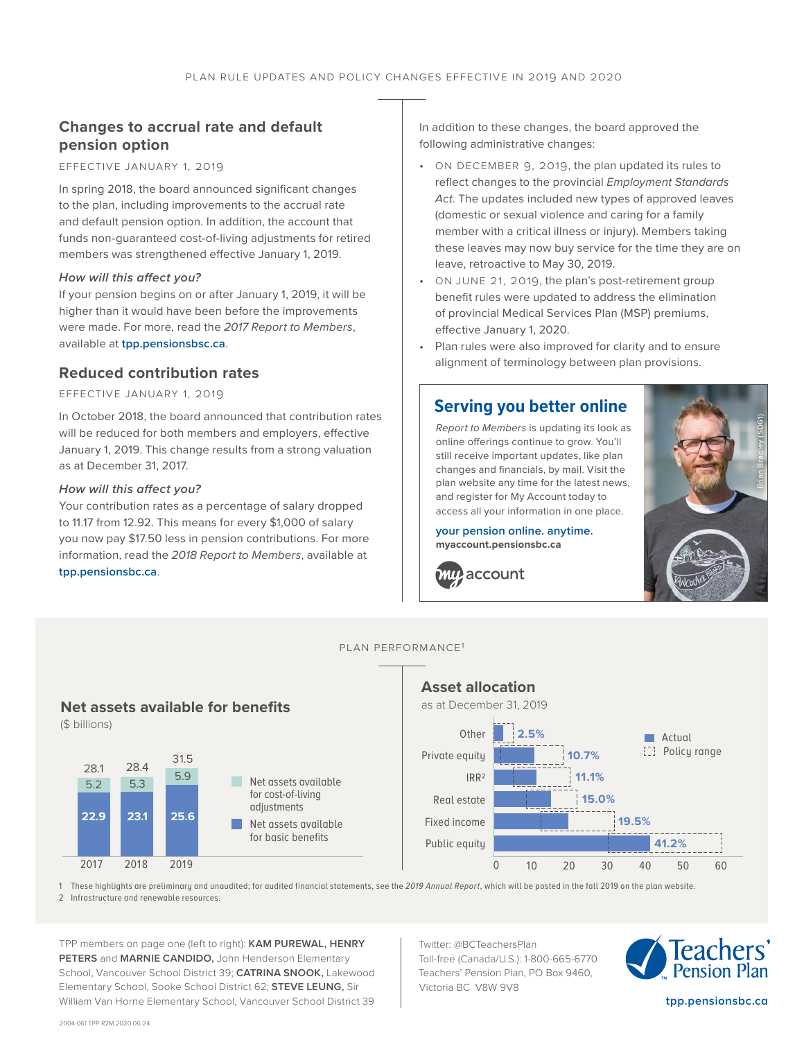PLAN RULE UPDATES AND POLICY CHANGES EFFECTIVE IN 2019 AND 2020

## Changes to accrual rate and default pension option

EFFECTIVE JANUARY 1, 2019

In spring 2018, the board announced significant changes to the plan, including improvements to the accrual rate and default pension option. In addition, the account that funds non-guaranteed cost-of-living adjustments for retired members was strengthened effective January 1, 2019.

*How will this affect you?*

If your pension begins on or after January 1, 2019, it will be higher than it would have been before the improvements were made. For more, read the *2017 Report to Members*, available at tpp.pensionsbc.ca.

## Reduced contribution rates

EFFECTIVE JANUARY 1, 2019

In October 2018, the board announced that contribution rates will be reduced for both members and employers, effective January 1, 2019. This change results from a strong valuation as at December 31, 2017.

*How will this affect you?*

Your contribution rates as a percentage of salary dropped to 11.17 from 12.92. This means for every $1,000 of salary you now pay $17.50 less in pension contributions. For more information, read the *2018 Report to Members*, available at tpp.pensionsbc.ca.

In addition to these changes, the board approved the following administrative changes:

- ON DECEMBER 9, 2019, the plan updated its rules to reflect changes to the provincial *Employment Standards Act*. The updates included new types of approved leaves (domestic or sexual violence and caring for a family member with a critical illness or injury). Members taking these leaves may now buy service for the time they are on leave, retroactive to May 30, 2019.
- ON JUNE 21, 2019, the plan's post-retirement group benefit rules were updated to address the elimination of provincial Medical Services Plan (MSP) premiums, effective January 1, 2020.
- Plan rules were also improved for clarity and to ensure alignment of terminology between plan provisions.

## Serving you better online

*Report to Members* is updating its look as online offerings continue to grow. You'll still receive important updates, like plan changes and financials, by mail. Visit the plan website any time for the latest news, and register for My Account today to access all your information in one place.

**your pension online. anytime.**
**myaccount.pensionsbc.ca**

my account

Brian Bradley (SD61)

PLAN PERFORMANCE[1]

### Net assets available for benefits

($ billions)

2017: 28.1 — 5.2 / 22.9
2018: 28.4 — 5.3 / 23.1
2019: 31.5 — 5.9 / 25.6

Net assets available for cost-of-living adjustments
Net assets available for basic benefits

### Asset allocation

as at December 31, 2019

Other 2.5%
Private equity 10.7%
IRR[2] 11.1%
Real estate 15.0%
Fixed income 19.5%
Public equity 41.2%

Actual
Policy range

0 10 20 30 40 50 60

1 These highlights are preliminary and unaudited; for audited financial statements, see the *2019 Annual Report*, which will be posted in the fall 2019 on the plan website.
2 Infrastructure and renewable resources.

TPP members on page one (left to right): **KAM PUREWAL, HENRY PETERS** and **MARNIE CANDIDO,** John Henderson Elementary School, Vancouver School District 39; **CATRINA SNOOK,** Lakewood Elementary School, Sooke School District 62; **STEVE LEUNG,** Sir William Van Horne Elementary School, Vancouver School District 39

Twitter: @BCTeachersPlan
Toll-free (Canada/U.S.): 1-800-665-6770
Teachers' Pension Plan, PO Box 9460, Victoria BC V8W 9V8

Teachers' Pension Plan
tpp.pensionsbc.ca

2004-061 TPP R2M 2020.06.24